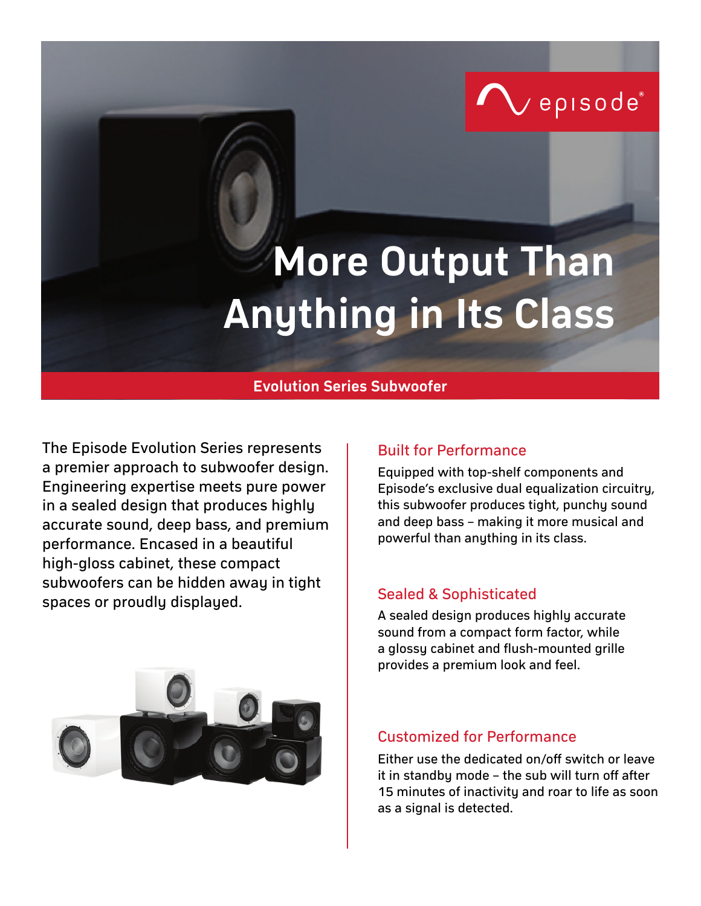# More Output Than Anything in Its Class

**Evolution Series Subwoofer**

The Episode Evolution Series represents a premier approach to subwoofer design. Engineering expertise meets pure power in a sealed design that produces highly accurate sound, deep bass, and premium performance. Encased in a beautiful high-gloss cabinet, these compact subwoofers can be hidden away in tight spaces or proudly displayed.

## Built for Performance

Equipped with top-shelf components and Episode's exclusive dual equalization circuitry, this subwoofer produces tight, punchy sound and deep bass – making it more musical and powerful than anything in its class.

## Sealed & Sophisticated

A sealed design produces highly accurate sound from a compact form factor, while a glossy cabinet and flush-mounted grille provides a premium look and feel.

## Customized for Performance

Either use the dedicated on/off switch or leave it in standby mode – the sub will turn off after 15 minutes of inactivity and roar to life as soon as a signal is detected.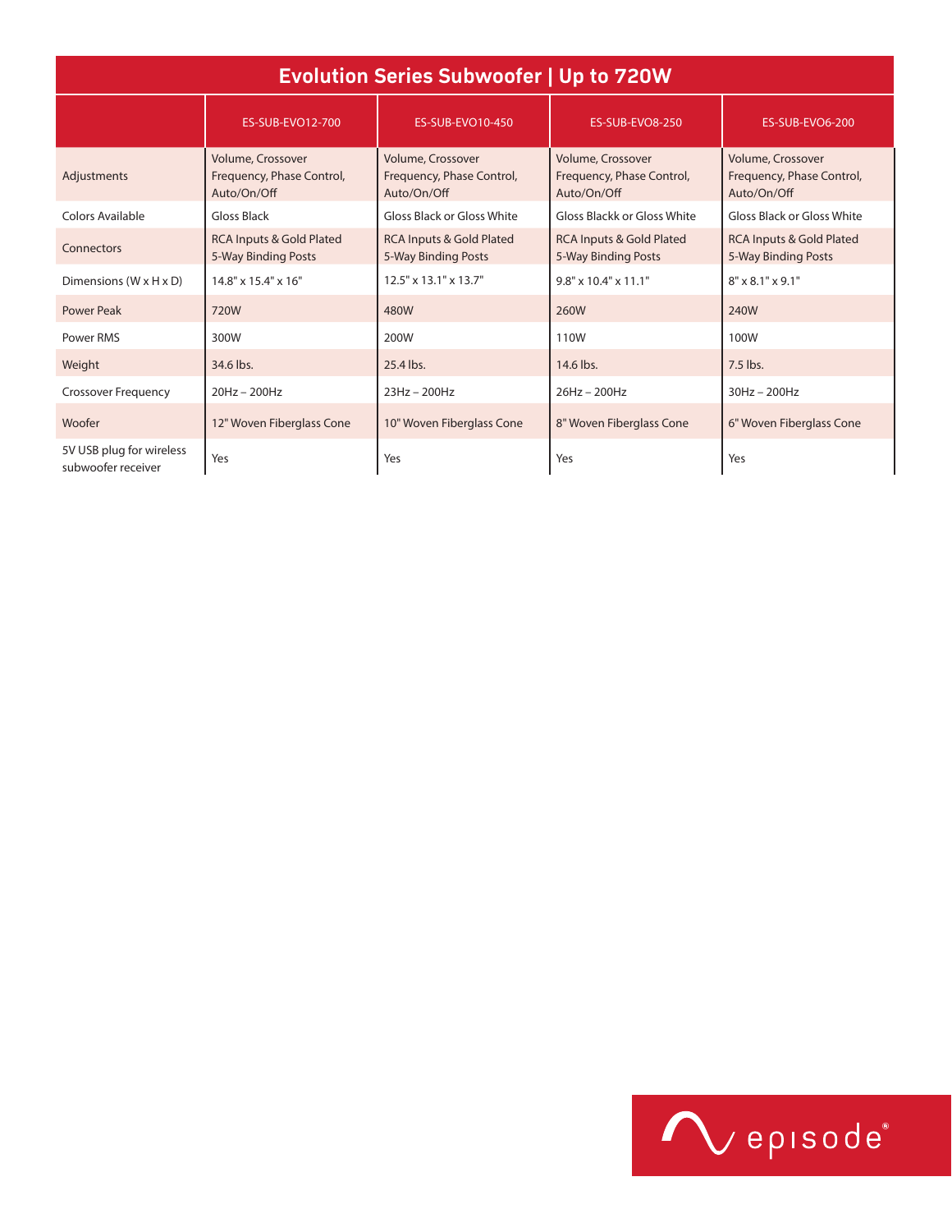## Evolution Series Subwoofer | Up to 720W

| | ES-SUB-EVO12-700 | ES-SUB-EVO10-450 | ES-SUB-EVO8-250 | ES-SUB-EVO6-200 |
|---|---|---|---|---|
| Adjustments | Volume, Crossover Frequency, Phase Control, Auto/On/Off | Volume, Crossover Frequency, Phase Control, Auto/On/Off | Volume, Crossover Frequency, Phase Control, Auto/On/Off | Volume, Crossover Frequency, Phase Control, Auto/On/Off |
| Colors Available | Gloss Black | Gloss Black or Gloss White | Gloss Blackk or Gloss White | Gloss Black or Gloss White |
| Connectors | RCA Inputs & Gold Plated 5-Way Binding Posts | RCA Inputs & Gold Plated 5-Way Binding Posts | RCA Inputs & Gold Plated 5-Way Binding Posts | RCA Inputs & Gold Plated 5-Way Binding Posts |
| Dimensions (W x H x D) | 14.8" x 15.4" x 16" | 12.5" x 13.1" x 13.7" | 9.8" x 10.4" x 11.1" | 8" x 8.1" x 9.1" |
| Power Peak | 720W | 480W | 260W | 240W |
| Power RMS | 300W | 200W | 110W | 100W |
| Weight | 34.6 lbs. | 25.4 lbs. | 14.6 lbs. | 7.5 lbs. |
| Crossover Frequency | 20Hz – 200Hz | 23Hz – 200Hz | 26Hz – 200Hz | 30Hz – 200Hz |
| Woofer | 12" Woven Fiberglass Cone | 10" Woven Fiberglass Cone | 8" Woven Fiberglass Cone | 6" Woven Fiberglass Cone |
| 5V USB plug for wireless subwoofer receiver | Yes | Yes | Yes | Yes |

episode®